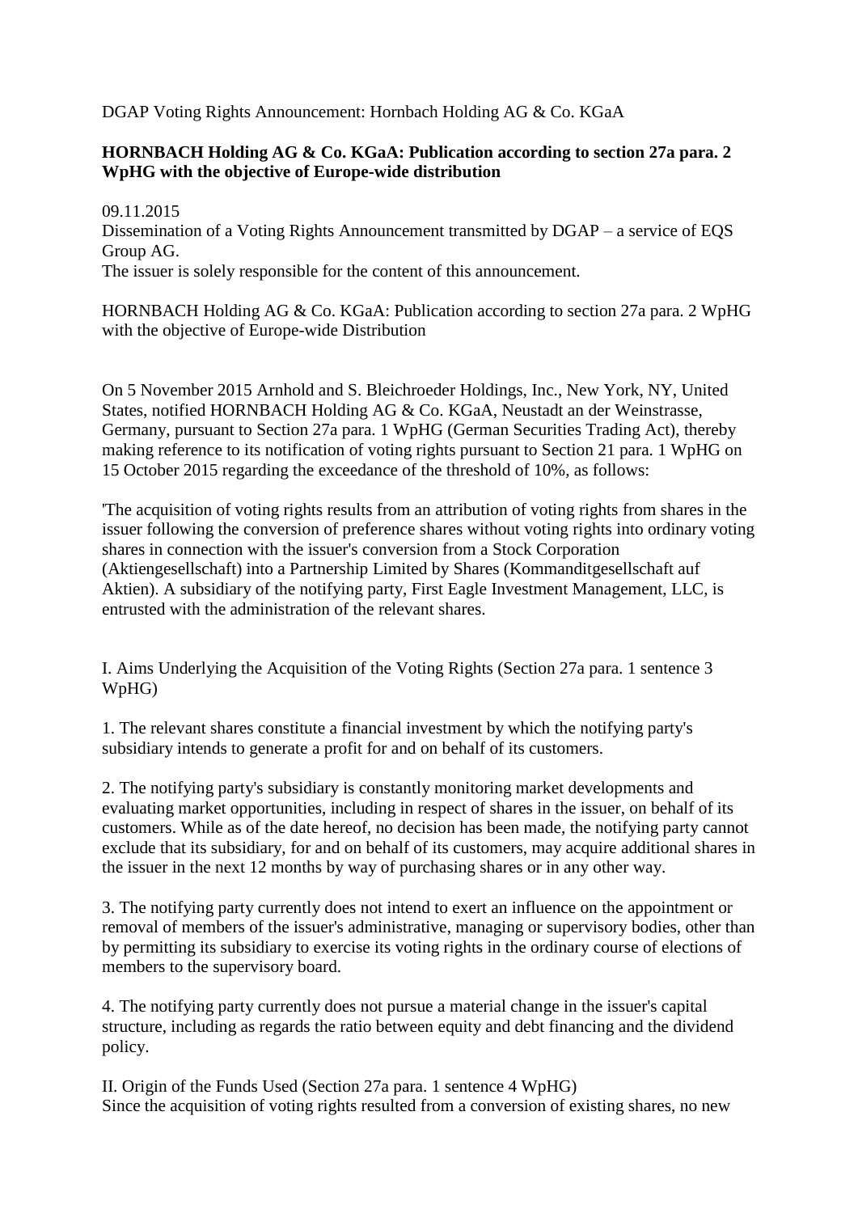DGAP Voting Rights Announcement: Hornbach Holding AG & Co. KGaA

**HORNBACH Holding AG & Co. KGaA: Publication according to section 27a para. 2 WpHG with the objective of Europe-wide distribution**

09.11.2015
Dissemination of a Voting Rights Announcement transmitted by DGAP – a service of EQS Group AG.
The issuer is solely responsible for the content of this announcement.

HORNBACH Holding AG & Co. KGaA: Publication according to section 27a para. 2 WpHG with the objective of Europe-wide Distribution

On 5 November 2015 Arnhold and S. Bleichroeder Holdings, Inc., New York, NY, United States, notified HORNBACH Holding AG & Co. KGaA, Neustadt an der Weinstrasse, Germany, pursuant to Section 27a para. 1 WpHG (German Securities Trading Act), thereby making reference to its notification of voting rights pursuant to Section 21 para. 1 WpHG on 15 October 2015 regarding the exceedance of the threshold of 10%, as follows:

'The acquisition of voting rights results from an attribution of voting rights from shares in the issuer following the conversion of preference shares without voting rights into ordinary voting shares in connection with the issuer's conversion from a Stock Corporation (Aktiengesellschaft) into a Partnership Limited by Shares (Kommanditgesellschaft auf Aktien). A subsidiary of the notifying party, First Eagle Investment Management, LLC, is entrusted with the administration of the relevant shares.

I. Aims Underlying the Acquisition of the Voting Rights (Section 27a para. 1 sentence 3 WpHG)

1. The relevant shares constitute a financial investment by which the notifying party's subsidiary intends to generate a profit for and on behalf of its customers.

2. The notifying party's subsidiary is constantly monitoring market developments and evaluating market opportunities, including in respect of shares in the issuer, on behalf of its customers. While as of the date hereof, no decision has been made, the notifying party cannot exclude that its subsidiary, for and on behalf of its customers, may acquire additional shares in the issuer in the next 12 months by way of purchasing shares or in any other way.

3. The notifying party currently does not intend to exert an influence on the appointment or removal of members of the issuer's administrative, managing or supervisory bodies, other than by permitting its subsidiary to exercise its voting rights in the ordinary course of elections of members to the supervisory board.

4. The notifying party currently does not pursue a material change in the issuer's capital structure, including as regards the ratio between equity and debt financing and the dividend policy.

II. Origin of the Funds Used (Section 27a para. 1 sentence 4 WpHG)
Since the acquisition of voting rights resulted from a conversion of existing shares, no new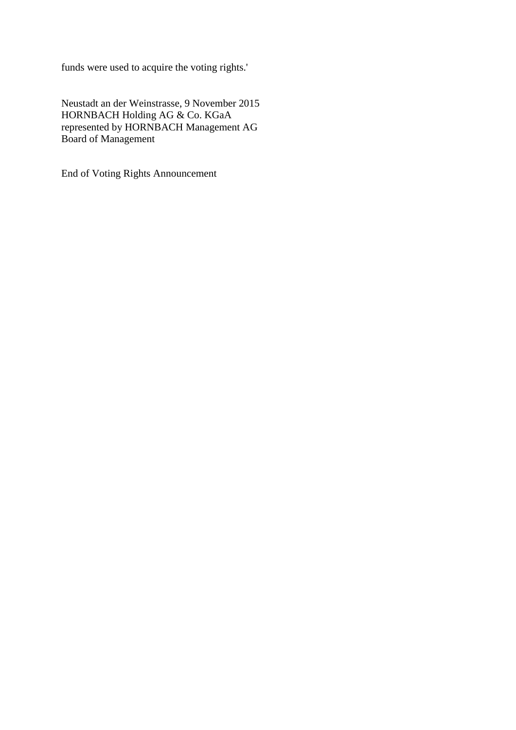funds were used to acquire the voting rights.'

Neustadt an der Weinstrasse, 9 November 2015
HORNBACH Holding AG & Co. KGaA
represented by HORNBACH Management AG
Board of Management

End of Voting Rights Announcement